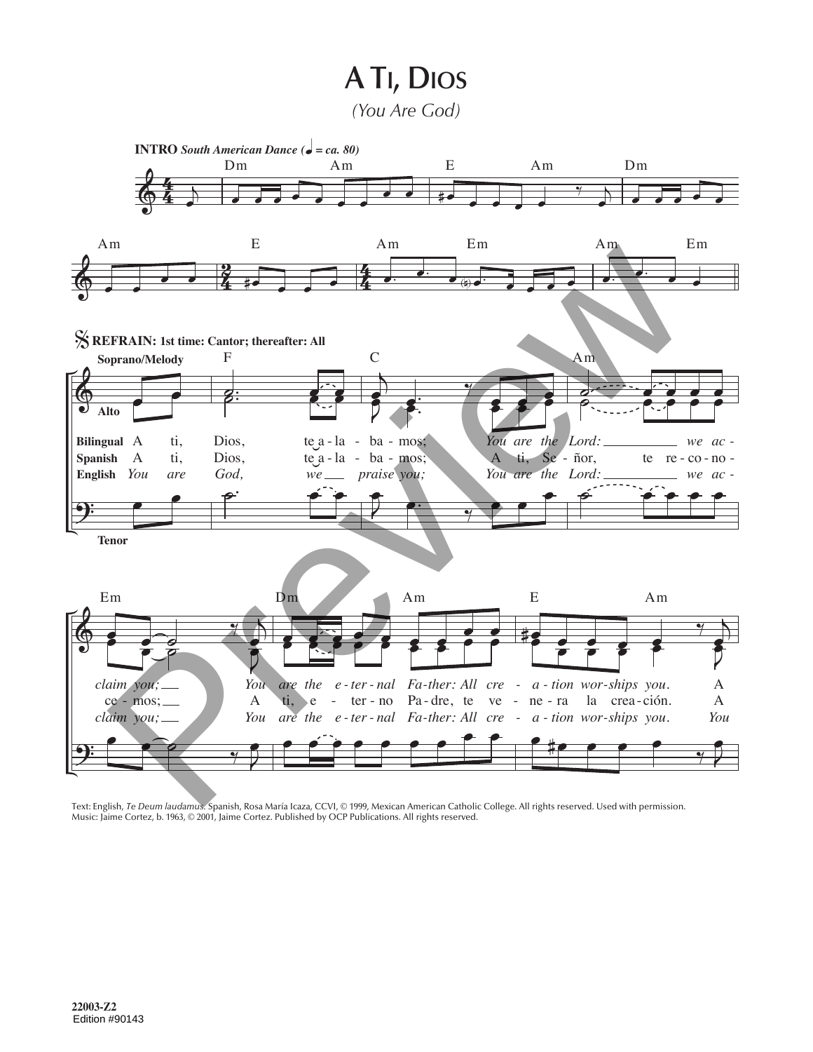# A Ti, Dios

*(You Are God)*

**INTRO** *South American Dance (♩ = ca. 80)*

Dm Am E Am Dm

Am E Am Em Am Em

**REFRAIN: 1st time: Cantor; thereafter: All**

Soprano/Melody — Alto — Tenor

F C Am

| | | | | | | | | | |
|---|---|---|---|---|---|---|---|---|---|
| **Bilingual** | A | ti, | Dios, | te a - la - | ba - mos; | *You are the* | *Lord:* | *we ac -* |
| **Spanish** | A | ti, | Dios, | te a - la - | ba - mos; | A ti, | Se - ñor, | te re - co - no - |
| **English** | *You* | *are* | *God,* | *we* | *praise you;* | *You are the* | *Lord:* | *we ac -* |

Em Dm Am E Am

*claim you; You are the e - ter - nal Fa - ther: All cre - a - tion wor - ships you.* A

ce - mos; A ti, e - ter - no Pa - dre, te ve - ne - ra la crea - ción. A

*claim you; You are the e - ter - nal Fa - ther: All cre - a - tion wor - ships you.* *You*

Text: English, *Te Deum laudamus.* Spanish, Rosa María Icaza, CCVI, © 1999, Mexican American Catholic College. All rights reserved. Used with permission.
Music: Jaime Cortez, b. 1963, © 2001, Jaime Cortez. Published by OCP Publications. All rights reserved.

22003-Z2
Edition #90143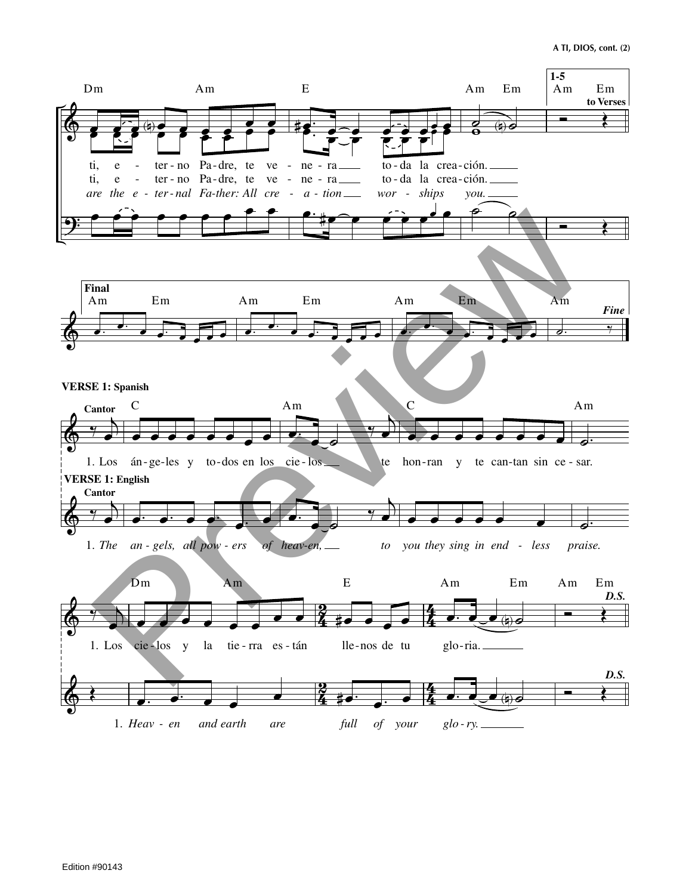Dm Am E Am Em | 1-5 Am Em **to Verses**

ti, e - ter-no Pa-dre, te ve - ne-ra ___ to-da la crea-ción. ___

ti, e - ter-no Pa-dre, te ve - ne-ra ___ to-da la crea-ción. ___

*are the e - ter-nal Fa-ther: All cre - a - tion ___ wor - ships you. ___*

**Final**

Am Em Am Em Am Em Am *Fine*

**VERSE 1: Spanish**

**Cantor**

C Am C Am

1. Los án-ge-les y to-dos en los cie-los ___ te hon-ran y te can-tan sin ce-sar.

**VERSE 1: English**

**Cantor**

1. *The an-gels, all pow-ers of heav-en, ___ to you they sing in end - less praise.*

Dm Am E Am Em Am Em *D.S.*

1. Los cie-los y la tie-rra es-tán lle-nos de tu glo-ria. ___

*D.S.*

1. *Heav - en and earth are full of your glo-ry. ___*

Preview

Edition #90143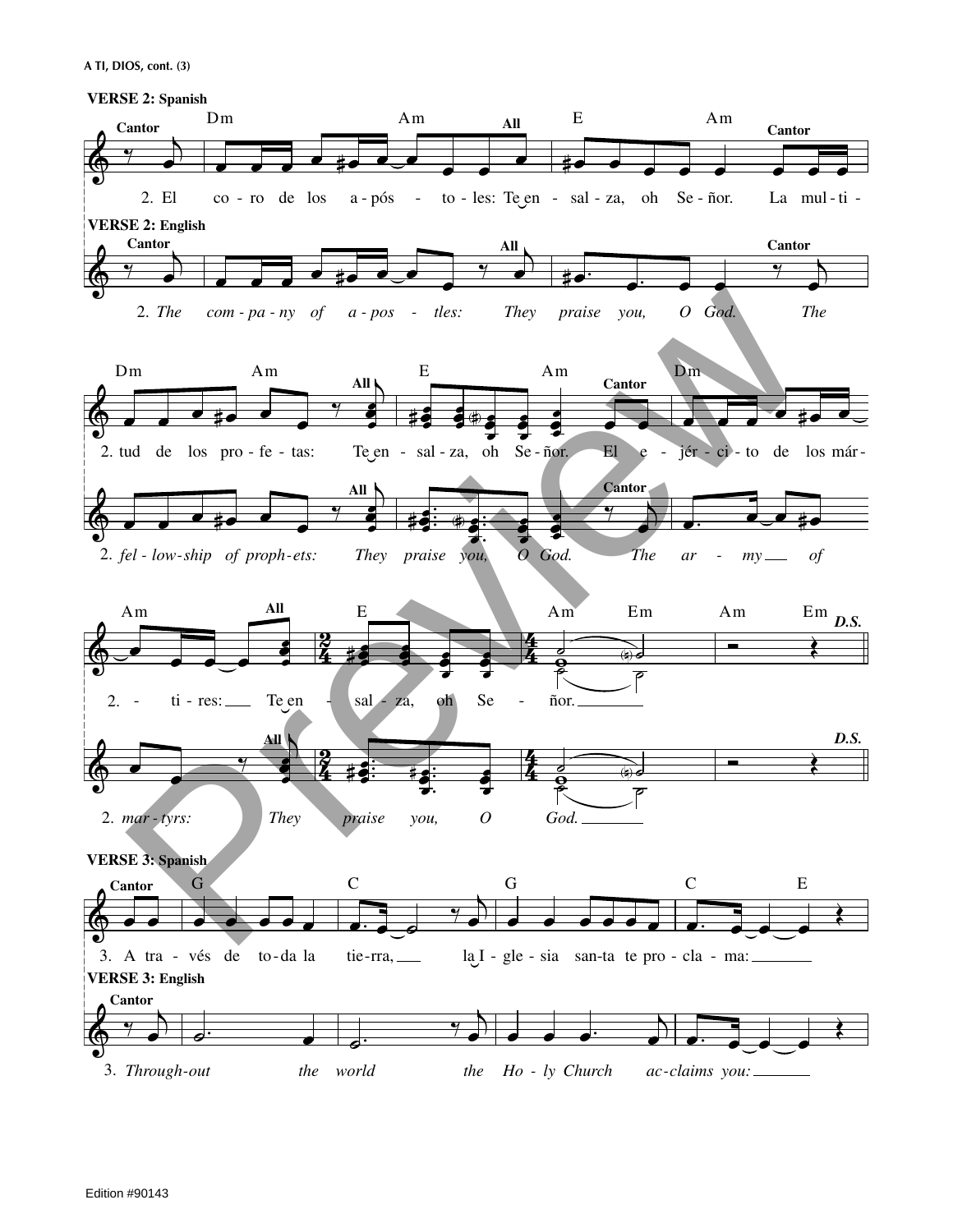A TI, DIOS, cont. (3)

**VERSE 2: Spanish**

Dm Am E Am

Cantor — All — Cantor

2. El co - ro de los a - pós - to - les: Te en - sal - za, oh Se - ñor. La mul - ti -

**VERSE 2: English**

Cantor — All — Cantor

2. *The com - pa - ny of a - pos - tles: They praise you, O God. The*

Dm Am E Am Dm

All — Cantor

2. tud de los pro - fe - tas: Te en - sal - za, oh Se - ñor. El e - jér - ci - to de los már -

All — Cantor

2. *fel - low - ship of proph - ets: They praise you, O God. The ar - my of*

Am E Am Em Am Em

All — D.S.

2. - ti - res: Te en - sal - za, oh Se - ñor.

All — D.S.

2. *mar - tyrs: They praise you, O God.*

**VERSE 3: Spanish**

G C G C E

Cantor

3. A tra - vés de to - da la tie - rra, la I - gle - sia san - ta te pro - cla - ma:

**VERSE 3: English**

Cantor

3. *Through - out the world the Ho - ly Church ac - claims you:*

Edition #90143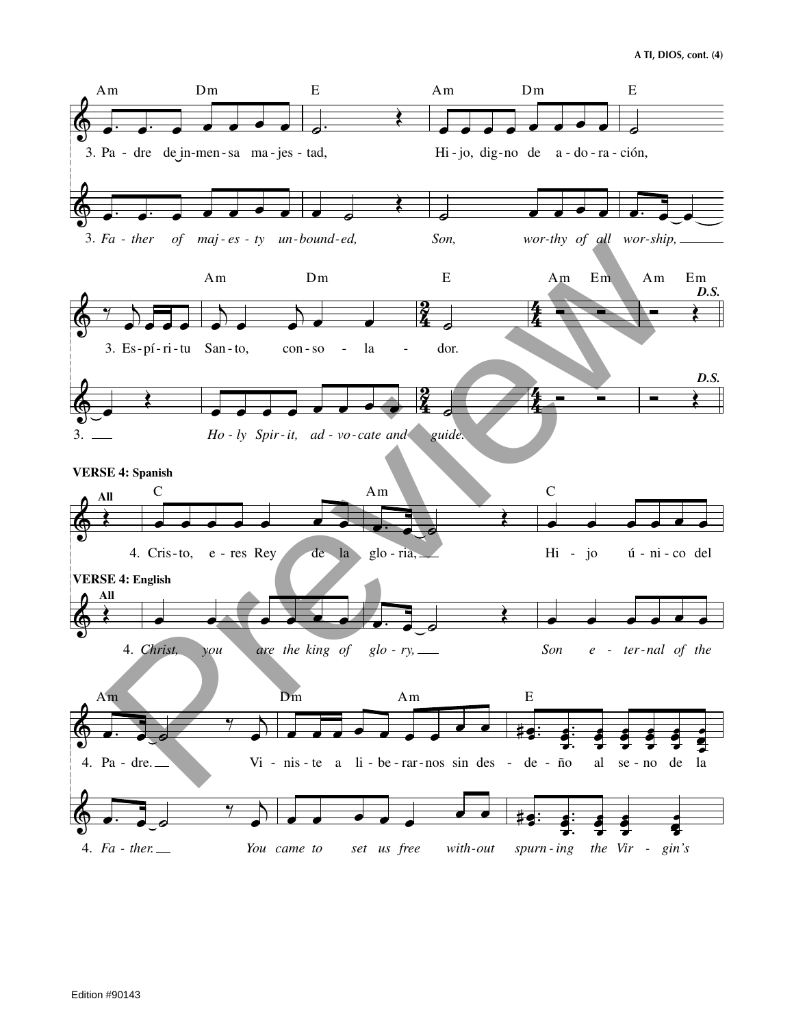3. Pa - dre de in-men - sa ma - jes - tad, Hi - jo, dig - no de a - do - ra - ción,

3. *Fa - ther of maj - es - ty un - bound - ed, Son, wor - thy of all wor - ship,*

3. Es - pí - ri - tu San - to, con - so - la - dor.

3. *Ho - ly Spir - it, ad - vo - cate and guide.*

D.S.

**VERSE 4: Spanish**

All

4. Cris - to, e - res Rey de la glo - ria, Hi - jo ú - ni - co del

**VERSE 4: English**

All

4. *Christ, you are the king of glo - ry, Son e - ter - nal of the*

4. Pa - dre. Vi - nis - te a li - be - rar - nos sin des - de - ño al se - no de la

4. *Fa - ther. You came to set us free with - out spurn - ing the Vir - gin's*

Edition #90143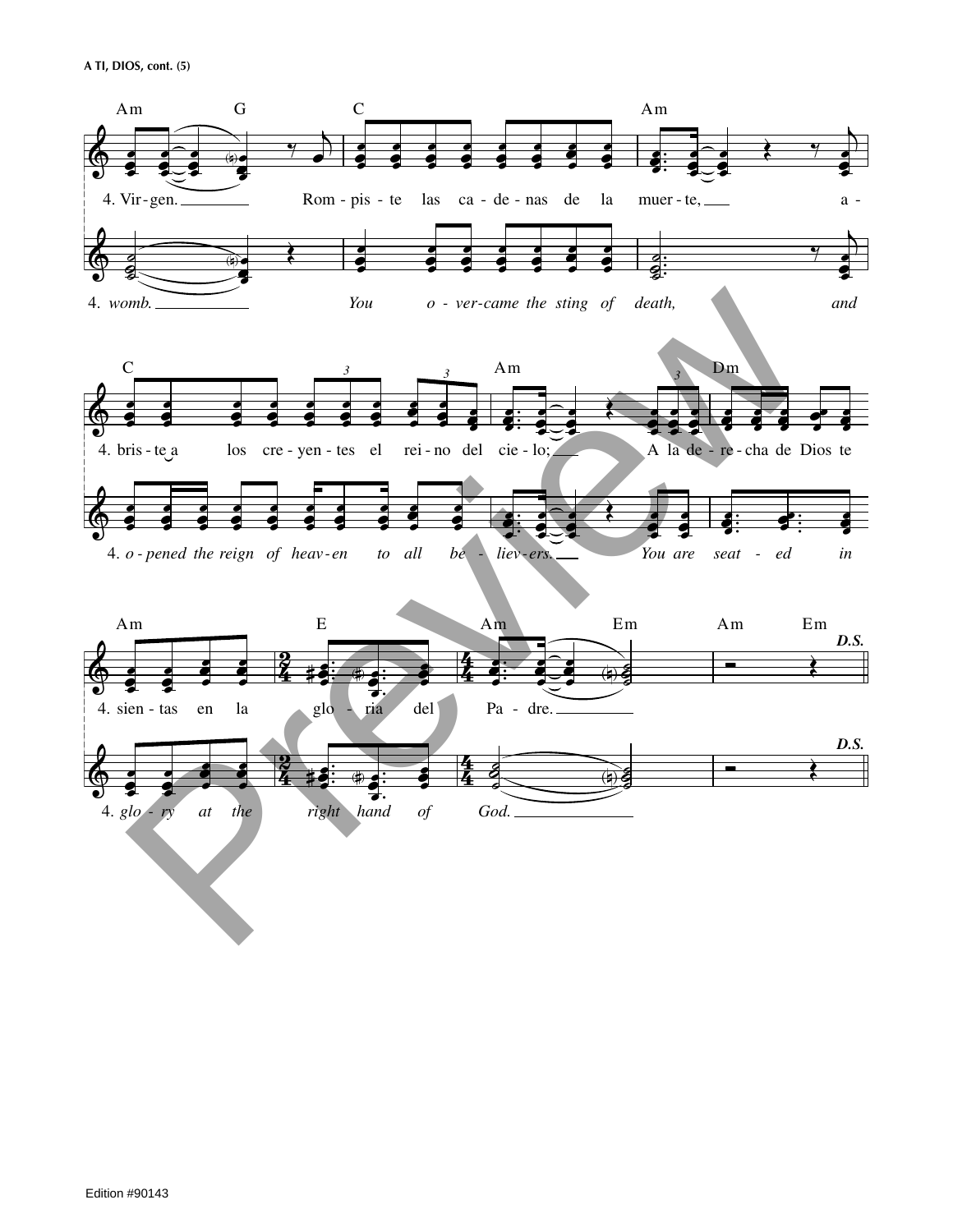A TI, DIOS, cont. (5)

Am G C Am

4. Vir-gen. Rom-pis-te las ca-de-nas de la muer-te, a-

4. *womb. You o-ver-came the sting of death, and*

C Am Dm

4. bris-te a los cre-yen-tes el rei-no del cie-lo; A la de-re-cha de Dios te

4. *o-pened the reign of heav-en to all be-liev-ers. You are seat-ed in*

Am E Am Em Am Em

**D.S.**

4. sien-tas en la glo-ria del Pa-dre.

4. *glo-ry at the right hand of God.*

Edition #90143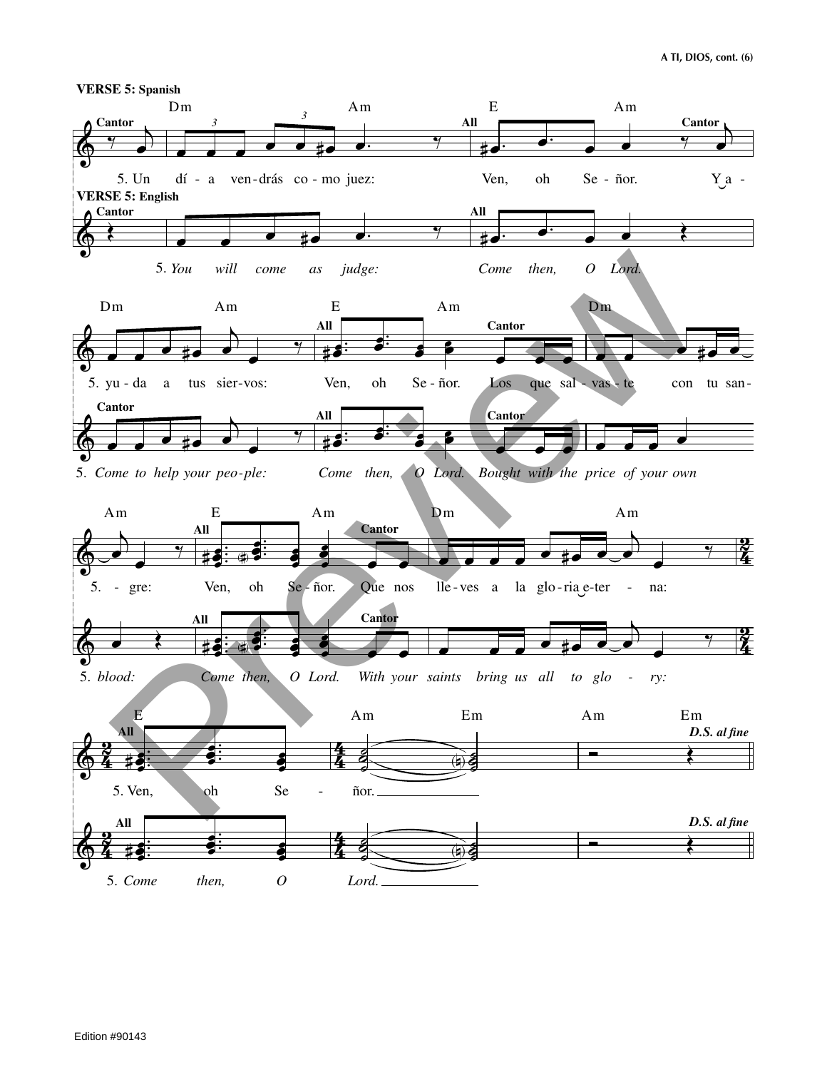**VERSE 5: Spanish**

Dm Am E Am

Cantor — All — Cantor

5. Un dí - a ven-drás co - mo juez: Ven, oh Se - ñor. Y a -

**VERSE 5: English**

Cantor — All

5. *You will come as judge: Come then, O Lord.*

Dm Am E Am Dm

All — Cantor

5. yu - da a tus sier-vos: Ven, oh Se - ñor. Los que sal - vas - te con tu san-

Cantor — All — Cantor

5. *Come to help your peo-ple: Come then, O Lord. Bought with the price of your own*

Am E Am Dm Am

All — Cantor

5. - gre: Ven, oh Se - ñor. Que nos lle - ves a la glo - ria e - ter - na:

All — Cantor

5. *blood: Come then, O Lord. With your saints bring us all to glo - ry:*

E Am Em Am Em

All — *D.S. al fine*

5. Ven, oh Se - ñor.

All — *D.S. al fine*

5. *Come then, O Lord.*